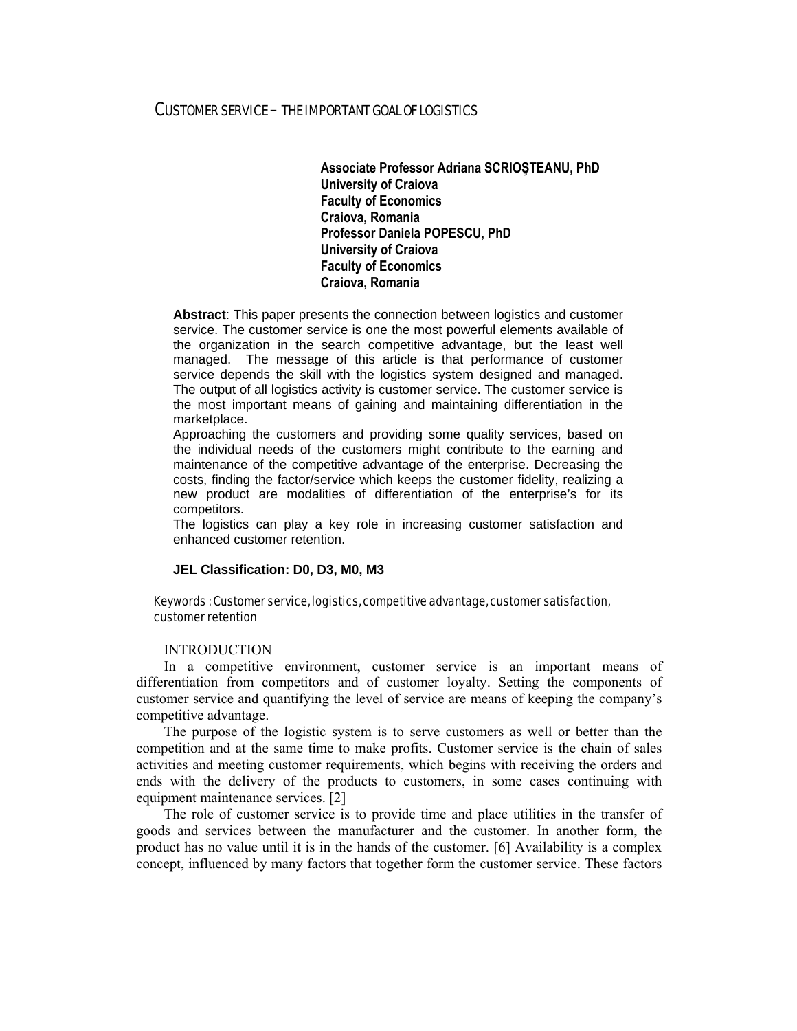# CUSTOMER SERVICE – THE IMPORTANT GOAL OF LOGISTICS

**Associate Professor Adriana SCRIOŞTEANU, PhD**
**University of Craiova**
**Faculty of Economics**
**Craiova, Romania**
**Professor Daniela POPESCU, PhD**
**University of Craiova**
**Faculty of Economics**
**Craiova, Romania**

**Abstract**: This paper presents the connection between logistics and customer service. The customer service is one the most powerful elements available of the organization in the search competitive advantage, but the least well managed. The message of this article is that performance of customer service depends the skill with the logistics system designed and managed. The output of all logistics activity is customer service. The customer service is the most important means of gaining and maintaining differentiation in the marketplace.

Approaching the customers and providing some quality services, based on the individual needs of the customers might contribute to the earning and maintenance of the competitive advantage of the enterprise. Decreasing the costs, finding the factor/service which keeps the customer fidelity, realizing a new product are modalities of differentiation of the enterprise's for its competitors.

The logistics can play a key role in increasing customer satisfaction and enhanced customer retention.

**JEL Classification: D0, D3, M0, M3**

Keywords : Customer service, logistics, competitive advantage, customer satisfaction, customer retention

## INTRODUCTION

In a competitive environment, customer service is an important means of differentiation from competitors and of customer loyalty. Setting the components of customer service and quantifying the level of service are means of keeping the company's competitive advantage.

The purpose of the logistic system is to serve customers as well or better than the competition and at the same time to make profits. Customer service is the chain of sales activities and meeting customer requirements, which begins with receiving the orders and ends with the delivery of the products to customers, in some cases continuing with equipment maintenance services. [2]

The role of customer service is to provide time and place utilities in the transfer of goods and services between the manufacturer and the customer. In another form, the product has no value until it is in the hands of the customer. [6] Availability is a complex concept, influenced by many factors that together form the customer service. These factors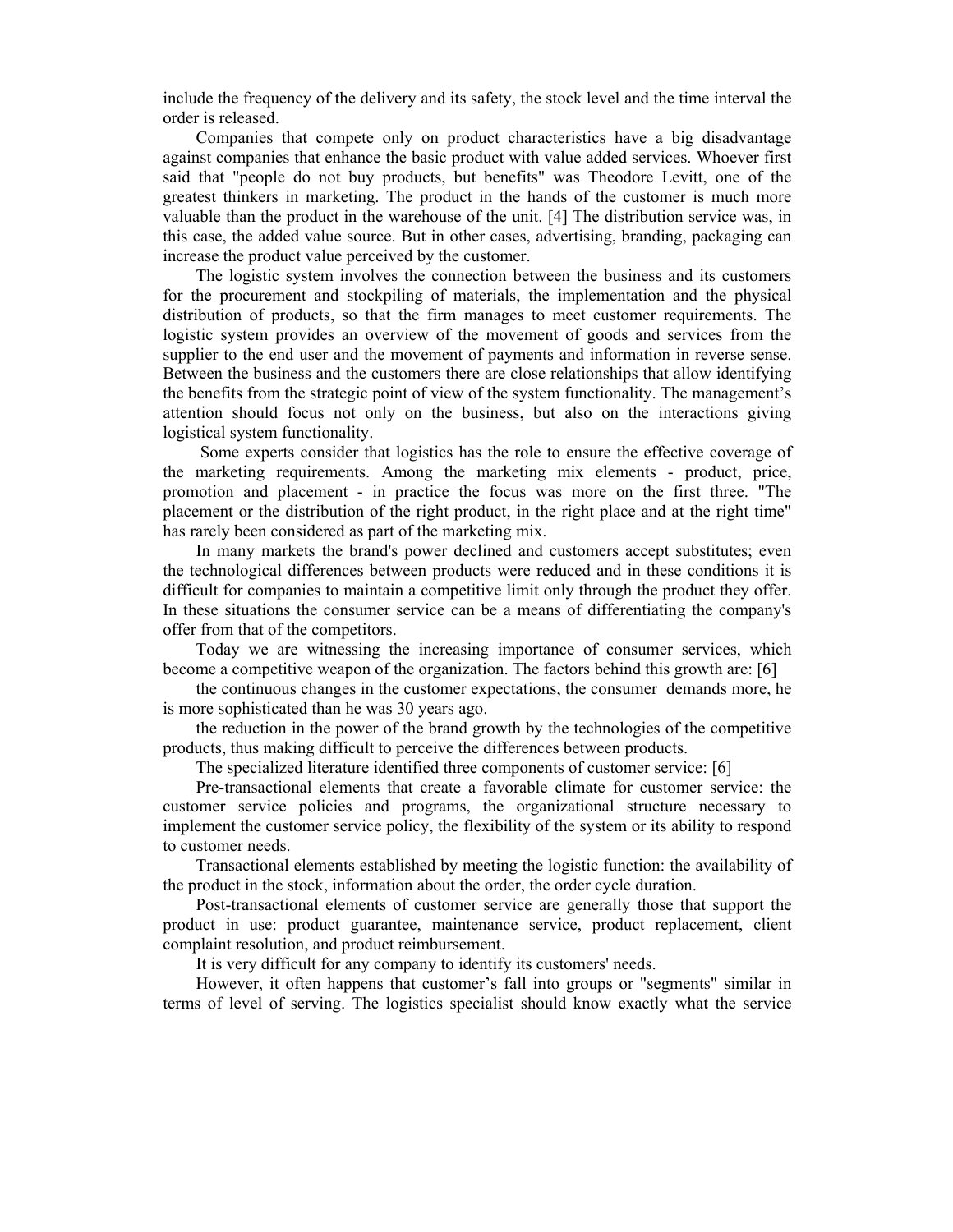include the frequency of the delivery and its safety, the stock level and the time interval the order is released.

Companies that compete only on product characteristics have a big disadvantage against companies that enhance the basic product with value added services. Whoever first said that "people do not buy products, but benefits" was Theodore Levitt, one of the greatest thinkers in marketing. The product in the hands of the customer is much more valuable than the product in the warehouse of the unit. [4] The distribution service was, in this case, the added value source. But in other cases, advertising, branding, packaging can increase the product value perceived by the customer.

The logistic system involves the connection between the business and its customers for the procurement and stockpiling of materials, the implementation and the physical distribution of products, so that the firm manages to meet customer requirements. The logistic system provides an overview of the movement of goods and services from the supplier to the end user and the movement of payments and information in reverse sense. Between the business and the customers there are close relationships that allow identifying the benefits from the strategic point of view of the system functionality. The management's attention should focus not only on the business, but also on the interactions giving logistical system functionality.

Some experts consider that logistics has the role to ensure the effective coverage of the marketing requirements. Among the marketing mix elements - product, price, promotion and placement - in practice the focus was more on the first three. "The placement or the distribution of the right product, in the right place and at the right time" has rarely been considered as part of the marketing mix.

In many markets the brand's power declined and customers accept substitutes; even the technological differences between products were reduced and in these conditions it is difficult for companies to maintain a competitive limit only through the product they offer. In these situations the consumer service can be a means of differentiating the company's offer from that of the competitors.

Today we are witnessing the increasing importance of consumer services, which become a competitive weapon of the organization. The factors behind this growth are: [6]

the continuous changes in the customer expectations, the consumer demands more, he is more sophisticated than he was 30 years ago.

the reduction in the power of the brand growth by the technologies of the competitive products, thus making difficult to perceive the differences between products.

The specialized literature identified three components of customer service: [6]

Pre-transactional elements that create a favorable climate for customer service: the customer service policies and programs, the organizational structure necessary to implement the customer service policy, the flexibility of the system or its ability to respond to customer needs.

Transactional elements established by meeting the logistic function: the availability of the product in the stock, information about the order, the order cycle duration.

Post-transactional elements of customer service are generally those that support the product in use: product guarantee, maintenance service, product replacement, client complaint resolution, and product reimbursement.

It is very difficult for any company to identify its customers' needs.

However, it often happens that customer's fall into groups or "segments" similar in terms of level of serving. The logistics specialist should know exactly what the service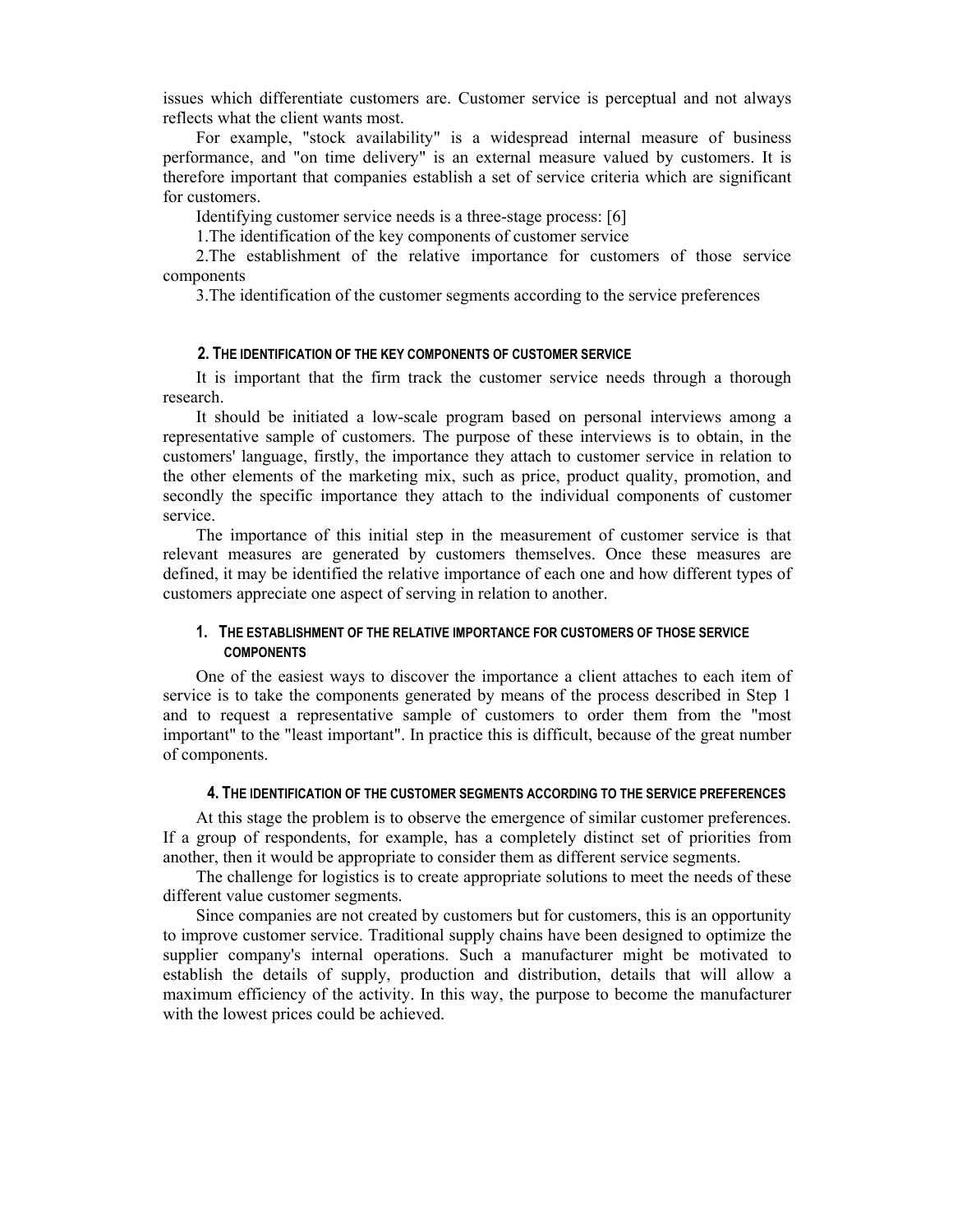issues which differentiate customers are. Customer service is perceptual and not always reflects what the client wants most.

For example, "stock availability" is a widespread internal measure of business performance, and "on time delivery" is an external measure valued by customers. It is therefore important that companies establish a set of service criteria which are significant for customers.

Identifying customer service needs is a three-stage process: [6]

1.The identification of the key components of customer service

2.The establishment of the relative importance for customers of those service components

3.The identification of the customer segments according to the service preferences

## 2. THE IDENTIFICATION OF THE KEY COMPONENTS OF CUSTOMER SERVICE

It is important that the firm track the customer service needs through a thorough research.

It should be initiated a low-scale program based on personal interviews among a representative sample of customers. The purpose of these interviews is to obtain, in the customers' language, firstly, the importance they attach to customer service in relation to the other elements of the marketing mix, such as price, product quality, promotion, and secondly the specific importance they attach to the individual components of customer service.

The importance of this initial step in the measurement of customer service is that relevant measures are generated by customers themselves. Once these measures are defined, it may be identified the relative importance of each one and how different types of customers appreciate one aspect of serving in relation to another.

## 1. THE ESTABLISHMENT OF THE RELATIVE IMPORTANCE FOR CUSTOMERS OF THOSE SERVICE COMPONENTS

One of the easiest ways to discover the importance a client attaches to each item of service is to take the components generated by means of the process described in Step 1 and to request a representative sample of customers to order them from the "most important" to the "least important". In practice this is difficult, because of the great number of components.

## 4. THE IDENTIFICATION OF THE CUSTOMER SEGMENTS ACCORDING TO THE SERVICE PREFERENCES

At this stage the problem is to observe the emergence of similar customer preferences. If a group of respondents, for example, has a completely distinct set of priorities from another, then it would be appropriate to consider them as different service segments.

The challenge for logistics is to create appropriate solutions to meet the needs of these different value customer segments.

Since companies are not created by customers but for customers, this is an opportunity to improve customer service. Traditional supply chains have been designed to optimize the supplier company's internal operations. Such a manufacturer might be motivated to establish the details of supply, production and distribution, details that will allow a maximum efficiency of the activity. In this way, the purpose to become the manufacturer with the lowest prices could be achieved.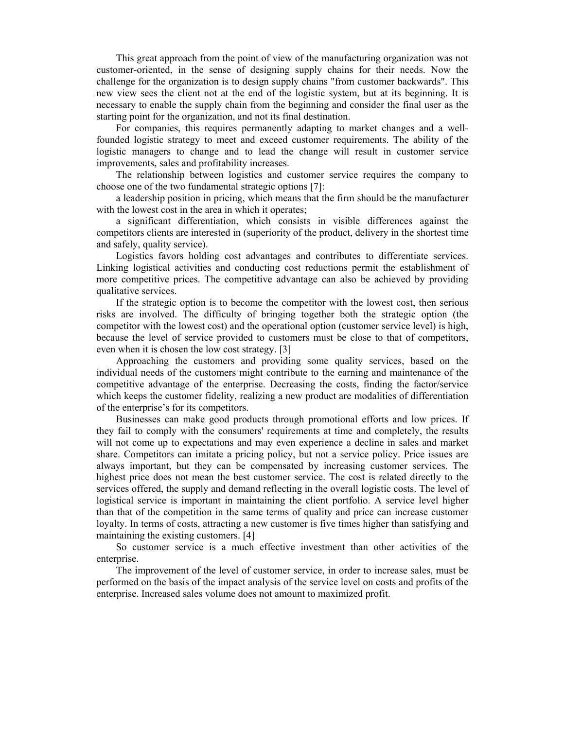This great approach from the point of view of the manufacturing organization was not customer-oriented, in the sense of designing supply chains for their needs. Now the challenge for the organization is to design supply chains "from customer backwards". This new view sees the client not at the end of the logistic system, but at its beginning. It is necessary to enable the supply chain from the beginning and consider the final user as the starting point for the organization, and not its final destination.

For companies, this requires permanently adapting to market changes and a well-founded logistic strategy to meet and exceed customer requirements. The ability of the logistic managers to change and to lead the change will result in customer service improvements, sales and profitability increases.

The relationship between logistics and customer service requires the company to choose one of the two fundamental strategic options [7]:

a leadership position in pricing, which means that the firm should be the manufacturer with the lowest cost in the area in which it operates;

a significant differentiation, which consists in visible differences against the competitors clients are interested in (superiority of the product, delivery in the shortest time and safely, quality service).

Logistics favors holding cost advantages and contributes to differentiate services. Linking logistical activities and conducting cost reductions permit the establishment of more competitive prices. The competitive advantage can also be achieved by providing qualitative services.

If the strategic option is to become the competitor with the lowest cost, then serious risks are involved. The difficulty of bringing together both the strategic option (the competitor with the lowest cost) and the operational option (customer service level) is high, because the level of service provided to customers must be close to that of competitors, even when it is chosen the low cost strategy. [3]

Approaching the customers and providing some quality services, based on the individual needs of the customers might contribute to the earning and maintenance of the competitive advantage of the enterprise. Decreasing the costs, finding the factor/service which keeps the customer fidelity, realizing a new product are modalities of differentiation of the enterprise's for its competitors.

Businesses can make good products through promotional efforts and low prices. If they fail to comply with the consumers' requirements at time and completely, the results will not come up to expectations and may even experience a decline in sales and market share. Competitors can imitate a pricing policy, but not a service policy. Price issues are always important, but they can be compensated by increasing customer services. The highest price does not mean the best customer service. The cost is related directly to the services offered, the supply and demand reflecting in the overall logistic costs. The level of logistical service is important in maintaining the client portfolio. A service level higher than that of the competition in the same terms of quality and price can increase customer loyalty. In terms of costs, attracting a new customer is five times higher than satisfying and maintaining the existing customers. [4]

So customer service is a much effective investment than other activities of the enterprise.

The improvement of the level of customer service, in order to increase sales, must be performed on the basis of the impact analysis of the service level on costs and profits of the enterprise. Increased sales volume does not amount to maximized profit.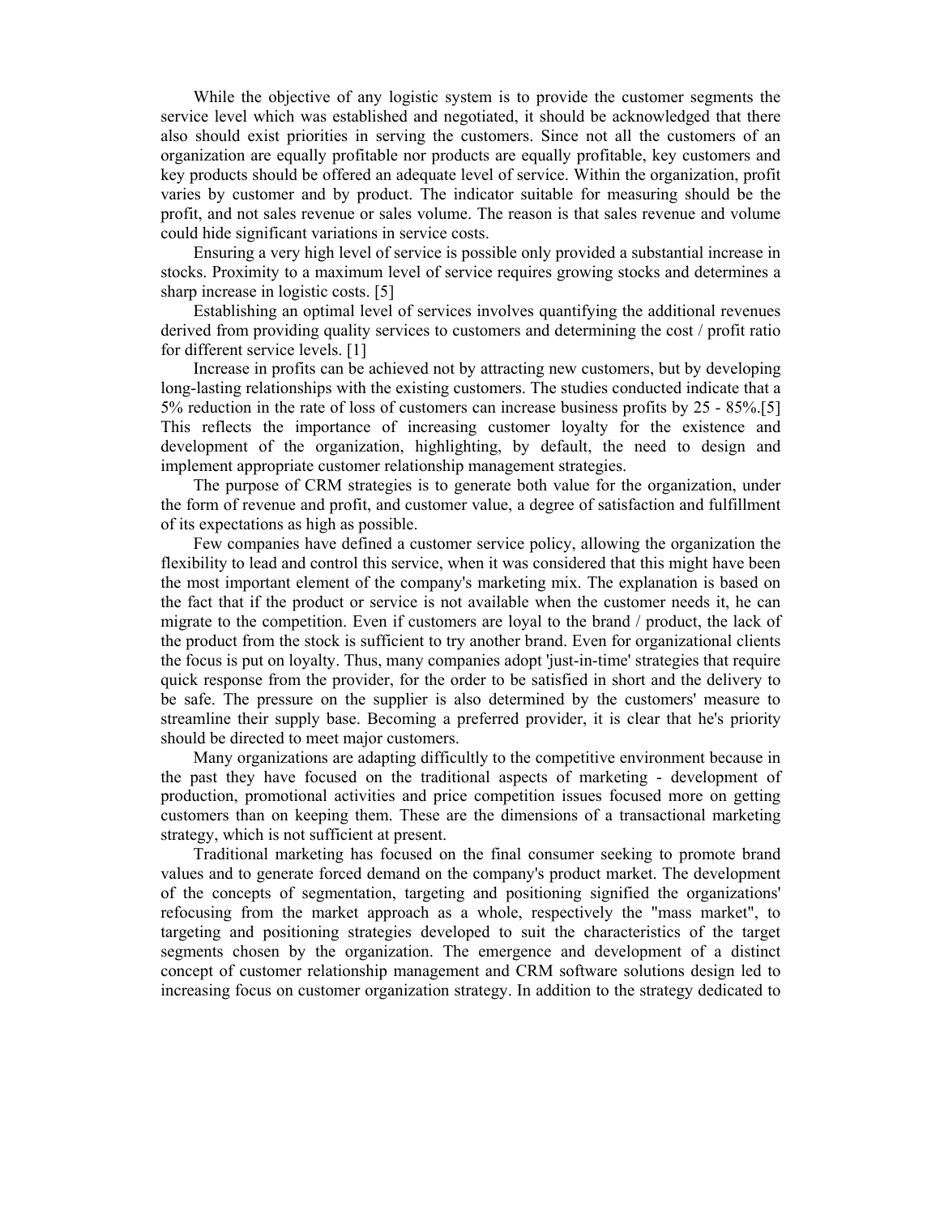While the objective of any logistic system is to provide the customer segments the service level which was established and negotiated, it should be acknowledged that there also should exist priorities in serving the customers. Since not all the customers of an organization are equally profitable nor products are equally profitable, key customers and key products should be offered an adequate level of service. Within the organization, profit varies by customer and by product. The indicator suitable for measuring should be the profit, and not sales revenue or sales volume. The reason is that sales revenue and volume could hide significant variations in service costs.

Ensuring a very high level of service is possible only provided a substantial increase in stocks. Proximity to a maximum level of service requires growing stocks and determines a sharp increase in logistic costs. [5]

Establishing an optimal level of services involves quantifying the additional revenues derived from providing quality services to customers and determining the cost / profit ratio for different service levels. [1]

Increase in profits can be achieved not by attracting new customers, but by developing long-lasting relationships with the existing customers. The studies conducted indicate that a 5% reduction in the rate of loss of customers can increase business profits by 25 - 85%.[5] This reflects the importance of increasing customer loyalty for the existence and development of the organization, highlighting, by default, the need to design and implement appropriate customer relationship management strategies.

The purpose of CRM strategies is to generate both value for the organization, under the form of revenue and profit, and customer value, a degree of satisfaction and fulfillment of its expectations as high as possible.

Few companies have defined a customer service policy, allowing the organization the flexibility to lead and control this service, when it was considered that this might have been the most important element of the company's marketing mix. The explanation is based on the fact that if the product or service is not available when the customer needs it, he can migrate to the competition. Even if customers are loyal to the brand / product, the lack of the product from the stock is sufficient to try another brand. Even for organizational clients the focus is put on loyalty. Thus, many companies adopt 'just-in-time' strategies that require quick response from the provider, for the order to be satisfied in short and the delivery to be safe. The pressure on the supplier is also determined by the customers' measure to streamline their supply base. Becoming a preferred provider, it is clear that he's priority should be directed to meet major customers.

Many organizations are adapting difficultly to the competitive environment because in the past they have focused on the traditional aspects of marketing - development of production, promotional activities and price competition issues focused more on getting customers than on keeping them. These are the dimensions of a transactional marketing strategy, which is not sufficient at present.

Traditional marketing has focused on the final consumer seeking to promote brand values and to generate forced demand on the company's product market. The development of the concepts of segmentation, targeting and positioning signified the organizations' refocusing from the market approach as a whole, respectively the "mass market", to targeting and positioning strategies developed to suit the characteristics of the target segments chosen by the organization. The emergence and development of a distinct concept of customer relationship management and CRM software solutions design led to increasing focus on customer organization strategy. In addition to the strategy dedicated to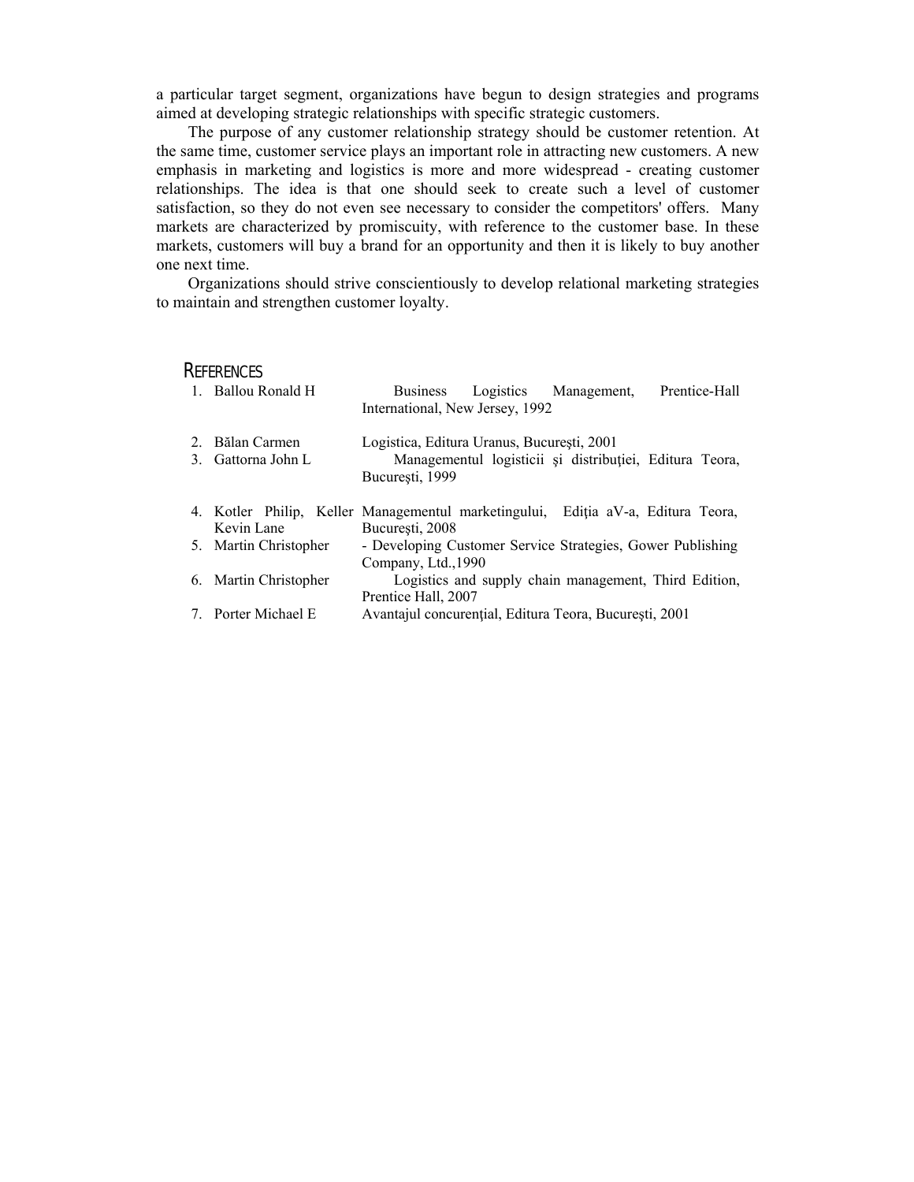a particular target segment, organizations have begun to design strategies and programs aimed at developing strategic relationships with specific strategic customers.

The purpose of any customer relationship strategy should be customer retention. At the same time, customer service plays an important role in attracting new customers. A new emphasis in marketing and logistics is more and more widespread - creating customer relationships. The idea is that one should seek to create such a level of customer satisfaction, so they do not even see necessary to consider the competitors' offers. Many markets are characterized by promiscuity, with reference to the customer base. In these markets, customers will buy a brand for an opportunity and then it is likely to buy another one next time.

Organizations should strive conscientiously to develop relational marketing strategies to maintain and strengthen customer loyalty.

## REFERENCES

1. Ballou Ronald H — Business Logistics Management, Prentice-Hall International, New Jersey, 1992
2. Bălan Carmen — Logistica, Editura Uranus, Bucureşti, 2001
3. Gattorna John L — Managementul logisticii şi distribuţiei, Editura Teora, Bucureşti, 1999
4. Kotler Philip, Keller Kevin Lane — Managementul marketingului, Ediţia aV-a, Editura Teora, Bucureşti, 2008
5. Martin Christopher — - Developing Customer Service Strategies, Gower Publishing Company, Ltd.,1990
6. Martin Christopher — Logistics and supply chain management, Third Edition, Prentice Hall, 2007
7. Porter Michael E — Avantajul concurenţial, Editura Teora, Bucureşti, 2001